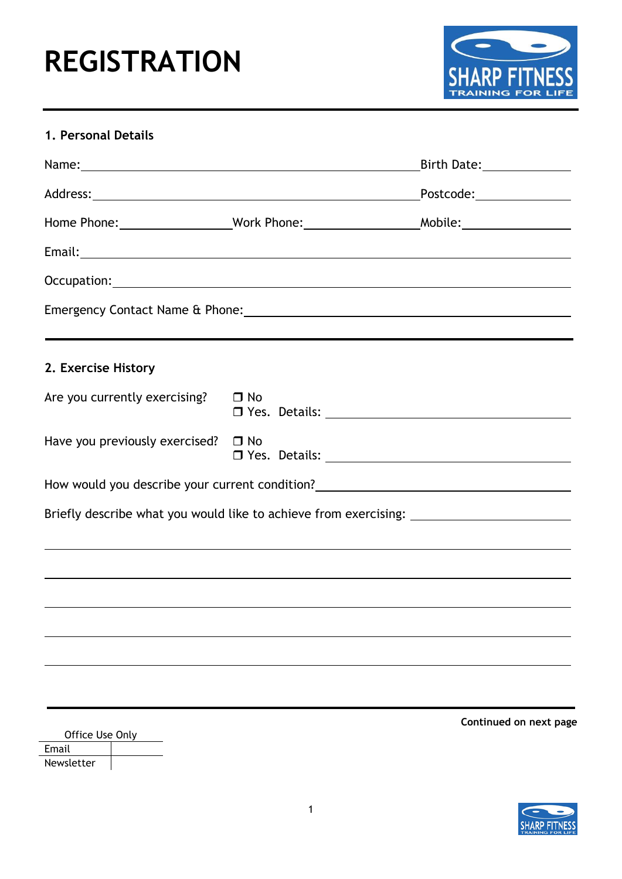# REGISTRATION

SHARP FITNESS TRAINING FOR LIFE

## 1. Personal Details

Name: ______________________________ Birth Date: ____________

Address: ______________________________ Postcode: ____________

Home Phone: ____________ Work Phone: ____________ Mobile: ____________

Email: ______________________________

Occupation: ______________________________

Emergency Contact Name & Phone: ______________________________

## 2. Exercise History

Are you currently exercising?
- ❐ No
- ❐ Yes. Details: ______________________________

Have you previously exercised?
- ❐ No
- ❐ Yes. Details: ______________________________

How would you describe your current condition? ______________________________

Briefly describe what you would like to achieve from exercising: ______________________________

______________________________

______________________________

______________________________

______________________________

______________________________

**Continued on next page**

| Office Use Only | |
|---|---|
| Email | |
| Newsletter | |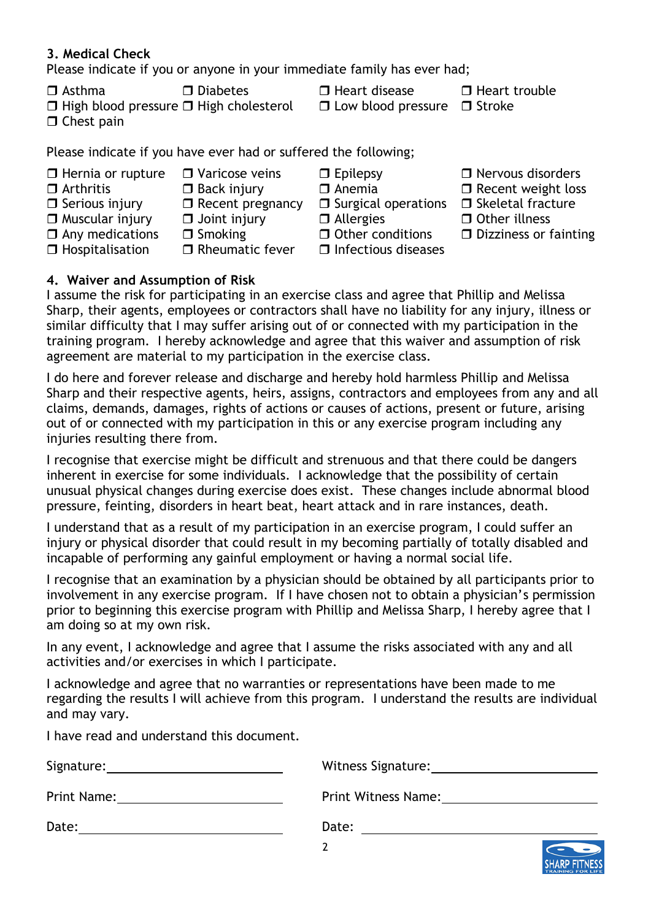### 3. Medical Check

Please indicate if you or anyone in your immediate family has ever had;

- ❒ Asthma
- ❒ Diabetes
- ❒ Heart disease
- ❒ Heart trouble
- ❒ High blood pressure
- ❒ High cholesterol
- ❒ Low blood pressure
- ❒ Stroke
- ❒ Chest pain

Please indicate if you have ever had or suffered the following;

- ❒ Hernia or rupture
- ❒ Varicose veins
- ❒ Epilepsy
- ❒ Nervous disorders
- ❒ Arthritis
- ❒ Back injury
- ❒ Anemia
- ❒ Recent weight loss
- ❒ Serious injury
- ❒ Recent pregnancy
- ❒ Surgical operations
- ❒ Skeletal fracture
- ❒ Muscular injury
- ❒ Joint injury
- ❒ Allergies
- ❒ Other illness
- ❒ Any medications
- ❒ Smoking
- ❒ Other conditions
- ❒ Dizziness or fainting
- ❒ Hospitalisation
- ❒ Rheumatic fever
- ❒ Infectious diseases

### 4. Waiver and Assumption of Risk

I assume the risk for participating in an exercise class and agree that Phillip and Melissa Sharp, their agents, employees or contractors shall have no liability for any injury, illness or similar difficulty that I may suffer arising out of or connected with my participation in the training program. I hereby acknowledge and agree that this waiver and assumption of risk agreement are material to my participation in the exercise class.

I do here and forever release and discharge and hereby hold harmless Phillip and Melissa Sharp and their respective agents, heirs, assigns, contractors and employees from any and all claims, demands, damages, rights of actions or causes of actions, present or future, arising out of or connected with my participation in this or any exercise program including any injuries resulting there from.

I recognise that exercise might be difficult and strenuous and that there could be dangers inherent in exercise for some individuals. I acknowledge that the possibility of certain unusual physical changes during exercise does exist. These changes include abnormal blood pressure, feinting, disorders in heart beat, heart attack and in rare instances, death.

I understand that as a result of my participation in an exercise program, I could suffer an injury or physical disorder that could result in my becoming partially of totally disabled and incapable of performing any gainful employment or having a normal social life.

I recognise that an examination by a physician should be obtained by all participants prior to involvement in any exercise program. If I have chosen not to obtain a physician's permission prior to beginning this exercise program with Phillip and Melissa Sharp, I hereby agree that I am doing so at my own risk.

In any event, I acknowledge and agree that I assume the risks associated with any and all activities and/or exercises in which I participate.

I acknowledge and agree that no warranties or representations have been made to me regarding the results I will achieve from this program. I understand the results are individual and may vary.

I have read and understand this document.

Signature: ______________________

Print Name: ______________________

Date: ______________________

Witness Signature: ______________________

Print Witness Name: ______________________

Date: ______________________

SHARP FITNESS
TRAINING FOR LIFE